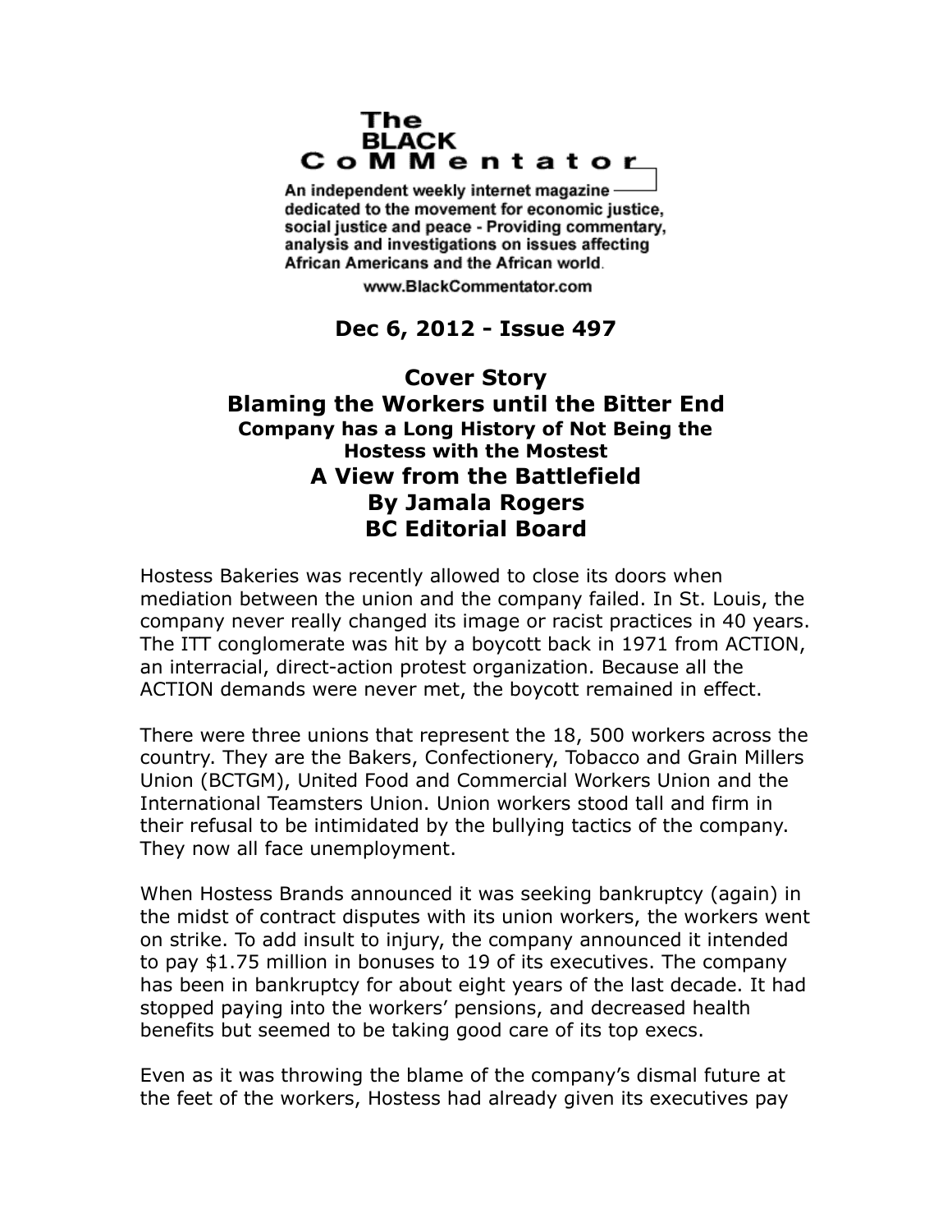The BLACK CoMMentator

An independent weekly internet magazine dedicated to the movement for economic justice, social justice and peace - Providing commentary, analysis and investigations on issues affecting African Americans and the African world.

www.BlackCommentator.com

**Dec 6, 2012 - Issue 497**

# Cover Story
# Blaming the Workers until the Bitter End
### Company has a Long History of Not Being the Hostess with the Mostest
## A View from the Battlefield
## By Jamala Rogers
## BC Editorial Board

Hostess Bakeries was recently allowed to close its doors when mediation between the union and the company failed. In St. Louis, the company never really changed its image or racist practices in 40 years. The ITT conglomerate was hit by a boycott back in 1971 from ACTION, an interracial, direct-action protest organization. Because all the ACTION demands were never met, the boycott remained in effect.

There were three unions that represent the 18, 500 workers across the country. They are the Bakers, Confectionery, Tobacco and Grain Millers Union (BCTGM), United Food and Commercial Workers Union and the International Teamsters Union. Union workers stood tall and firm in their refusal to be intimidated by the bullying tactics of the company. They now all face unemployment.

When Hostess Brands announced it was seeking bankruptcy (again) in the midst of contract disputes with its union workers, the workers went on strike. To add insult to injury, the company announced it intended to pay $1.75 million in bonuses to 19 of its executives. The company has been in bankruptcy for about eight years of the last decade. It had stopped paying into the workers' pensions, and decreased health benefits but seemed to be taking good care of its top execs.

Even as it was throwing the blame of the company's dismal future at the feet of the workers, Hostess had already given its executives pay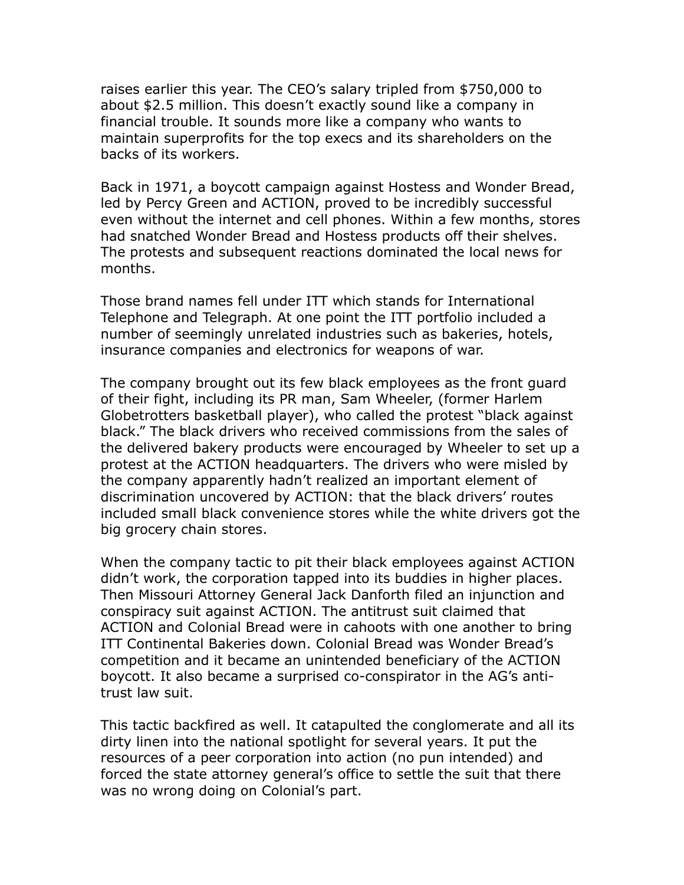raises earlier this year. The CEO's salary tripled from $750,000 to about $2.5 million. This doesn't exactly sound like a company in financial trouble. It sounds more like a company who wants to maintain superprofits for the top execs and its shareholders on the backs of its workers.

Back in 1971, a boycott campaign against Hostess and Wonder Bread, led by Percy Green and ACTION, proved to be incredibly successful even without the internet and cell phones. Within a few months, stores had snatched Wonder Bread and Hostess products off their shelves. The protests and subsequent reactions dominated the local news for months.

Those brand names fell under ITT which stands for International Telephone and Telegraph. At one point the ITT portfolio included a number of seemingly unrelated industries such as bakeries, hotels, insurance companies and electronics for weapons of war.

The company brought out its few black employees as the front guard of their fight, including its PR man, Sam Wheeler, (former Harlem Globetrotters basketball player), who called the protest "black against black." The black drivers who received commissions from the sales of the delivered bakery products were encouraged by Wheeler to set up a protest at the ACTION headquarters. The drivers who were misled by the company apparently hadn't realized an important element of discrimination uncovered by ACTION: that the black drivers' routes included small black convenience stores while the white drivers got the big grocery chain stores.

When the company tactic to pit their black employees against ACTION didn't work, the corporation tapped into its buddies in higher places. Then Missouri Attorney General Jack Danforth filed an injunction and conspiracy suit against ACTION. The antitrust suit claimed that ACTION and Colonial Bread were in cahoots with one another to bring ITT Continental Bakeries down. Colonial Bread was Wonder Bread's competition and it became an unintended beneficiary of the ACTION boycott. It also became a surprised co-conspirator in the AG's anti-trust law suit.

This tactic backfired as well. It catapulted the conglomerate and all its dirty linen into the national spotlight for several years. It put the resources of a peer corporation into action (no pun intended) and forced the state attorney general's office to settle the suit that there was no wrong doing on Colonial's part.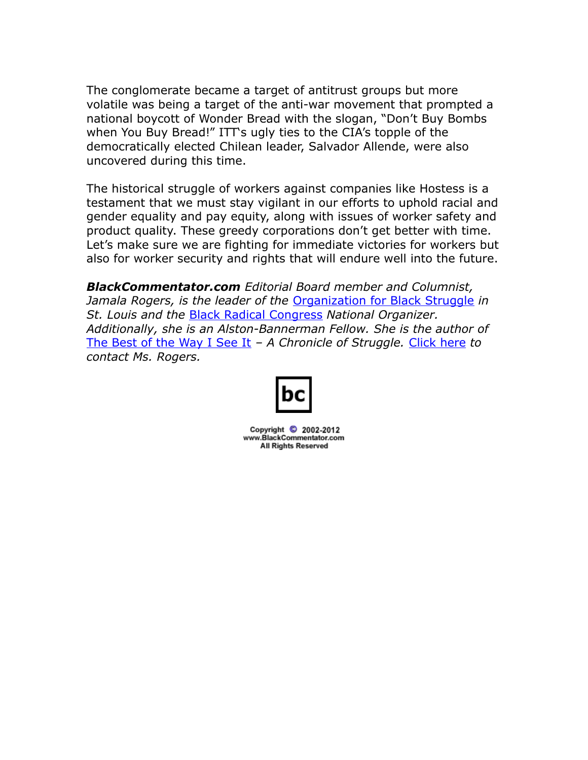The conglomerate became a target of antitrust groups but more volatile was being a target of the anti-war movement that prompted a national boycott of Wonder Bread with the slogan, "Don't Buy Bombs when You Buy Bread!" ITT's ugly ties to the CIA's topple of the democratically elected Chilean leader, Salvador Allende, were also uncovered during this time.

The historical struggle of workers against companies like Hostess is a testament that we must stay vigilant in our efforts to uphold racial and gender equality and pay equity, along with issues of worker safety and product quality. These greedy corporations don't get better with time. Let's make sure we are fighting for immediate victories for workers but also for worker security and rights that will endure well into the future.

***BlackCommentator.com** Editorial Board member and Columnist, Jamala Rogers, is the leader of the Organization for Black Struggle in St. Louis and the Black Radical Congress National Organizer. Additionally, she is an Alston-Bannerman Fellow. She is the author of The Best of the Way I See It – A Chronicle of Struggle. Click here to contact Ms. Rogers.*

bc

Copyright © 2002-2012
www.BlackCommentator.com
All Rights Reserved